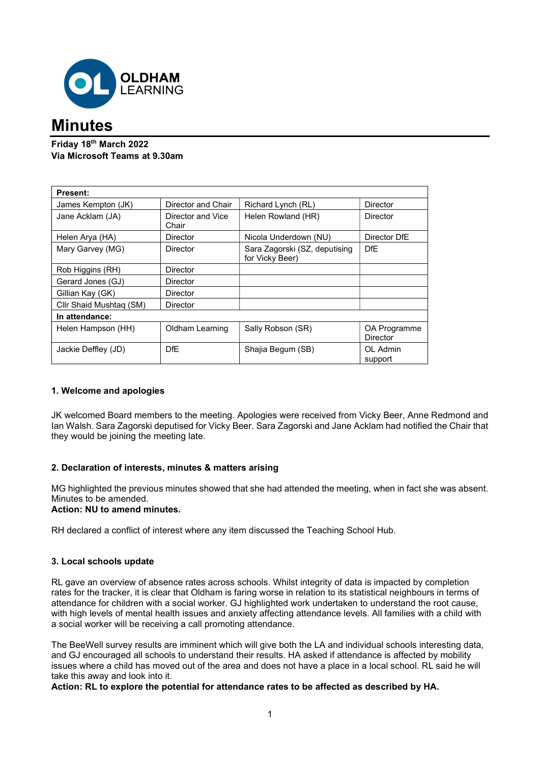OLDHAM LEARNING

# Minutes

**Friday 18th March 2022**
**Via Microsoft Teams at 9.30am**

| **Present:** | | | |
|---|---|---|---|
| James Kempton (JK) | Director and Chair | Richard Lynch (RL) | Director |
| Jane Acklam (JA) | Director and Vice Chair | Helen Rowland (HR) | Director |
| Helen Arya (HA) | Director | Nicola Underdown (NU) | Director DfE |
| Mary Garvey (MG) | Director | Sara Zagorski (SZ, deputising for Vicky Beer) | DfE |
| Rob Higgins (RH) | Director | | |
| Gerard Jones (GJ) | Director | | |
| Gillian Kay (GK) | Director | | |
| Cllr Shaid Mushtaq (SM) | Director | | |
| **In attendance:** | | | |
| Helen Hampson (HH) | Oldham Learning | Sally Robson (SR) | OA Programme Director |
| Jackie Deffley (JD) | DfE | Shajia Begum (SB) | OL Admin support |

### 1. Welcome and apologies

JK welcomed Board members to the meeting. Apologies were received from Vicky Beer, Anne Redmond and Ian Walsh. Sara Zagorski deputised for Vicky Beer. Sara Zagorski and Jane Acklam had notified the Chair that they would be joining the meeting late.

### 2. Declaration of interests, minutes & matters arising

MG highlighted the previous minutes showed that she had attended the meeting, when in fact she was absent. Minutes to be amended.
**Action: NU to amend minutes.**

RH declared a conflict of interest where any item discussed the Teaching School Hub.

### 3. Local schools update

RL gave an overview of absence rates across schools. Whilst integrity of data is impacted by completion rates for the tracker, it is clear that Oldham is faring worse in relation to its statistical neighbours in terms of attendance for children with a social worker. GJ highlighted work undertaken to understand the root cause, with high levels of mental health issues and anxiety affecting attendance levels. All families with a child with a social worker will be receiving a call promoting attendance.

The BeeWell survey results are imminent which will give both the LA and individual schools interesting data, and GJ encouraged all schools to understand their results. HA asked if attendance is affected by mobility issues where a child has moved out of the area and does not have a place in a local school. RL said he will take this away and look into it.
**Action: RL to explore the potential for attendance rates to be affected as described by HA.**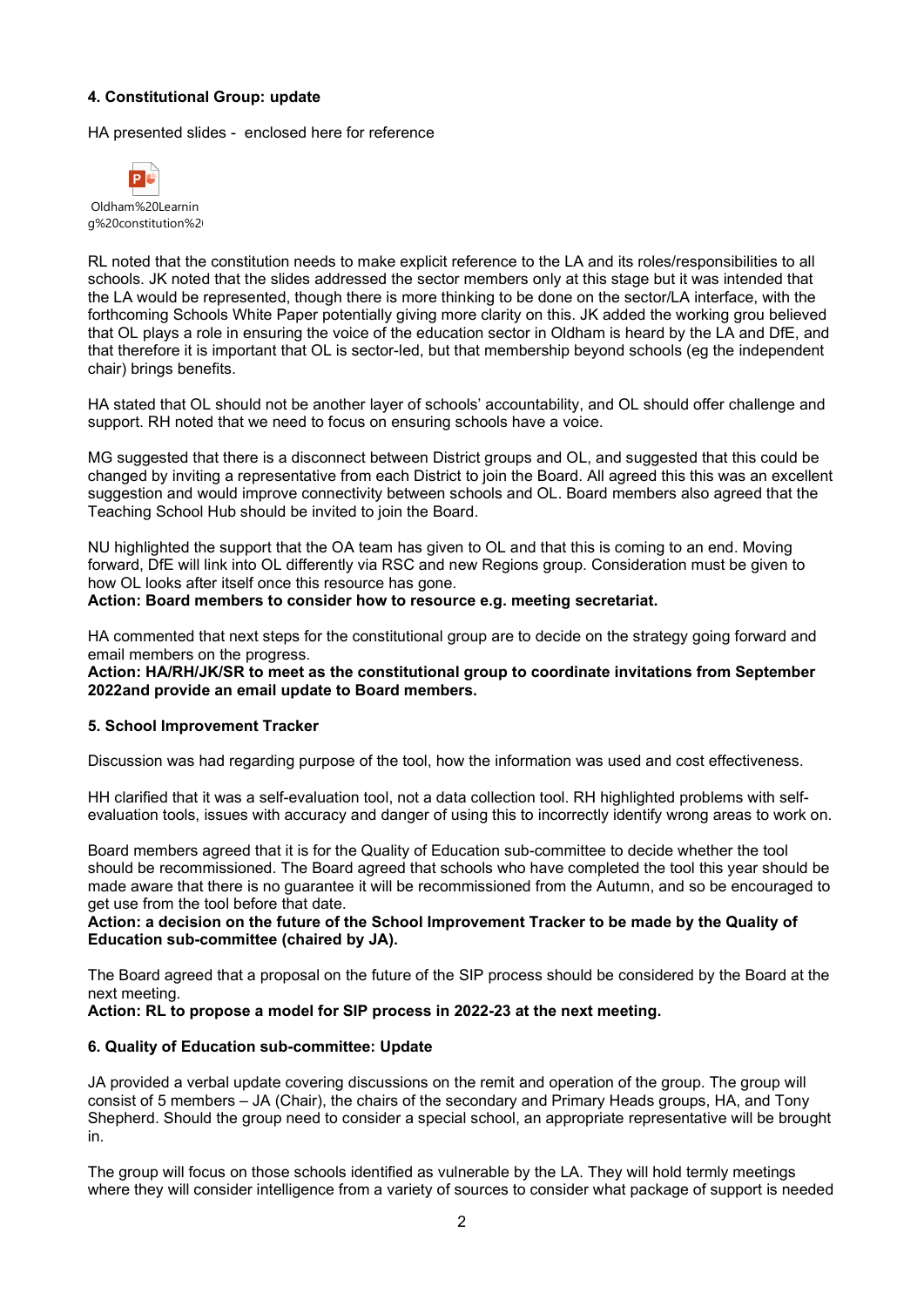**4. Constitutional Group: update**

HA presented slides - enclosed here for reference

Oldham%20Learning%20constitution%2

RL noted that the constitution needs to make explicit reference to the LA and its roles/responsibilities to all schools. JK noted that the slides addressed the sector members only at this stage but it was intended that the LA would be represented, though there is more thinking to be done on the sector/LA interface, with the forthcoming Schools White Paper potentially giving more clarity on this. JK added the working grou believed that OL plays a role in ensuring the voice of the education sector in Oldham is heard by the LA and DfE, and that therefore it is important that OL is sector-led, but that membership beyond schools (eg the independent chair) brings benefits.

HA stated that OL should not be another layer of schools' accountability, and OL should offer challenge and support. RH noted that we need to focus on ensuring schools have a voice.

MG suggested that there is a disconnect between District groups and OL, and suggested that this could be changed by inviting a representative from each District to join the Board. All agreed this this was an excellent suggestion and would improve connectivity between schools and OL. Board members also agreed that the Teaching School Hub should be invited to join the Board.

NU highlighted the support that the OA team has given to OL and that this is coming to an end. Moving forward, DfE will link into OL differently via RSC and new Regions group. Consideration must be given to how OL looks after itself once this resource has gone.
**Action: Board members to consider how to resource e.g. meeting secretariat.**

HA commented that next steps for the constitutional group are to decide on the strategy going forward and email members on the progress.
**Action: HA/RH/JK/SR to meet as the constitutional group to coordinate invitations from September 2022and provide an email update to Board members.**

**5. School Improvement Tracker**

Discussion was had regarding purpose of the tool, how the information was used and cost effectiveness.

HH clarified that it was a self-evaluation tool, not a data collection tool. RH highlighted problems with self-evaluation tools, issues with accuracy and danger of using this to incorrectly identify wrong areas to work on.

Board members agreed that it is for the Quality of Education sub-committee to decide whether the tool should be recommissioned. The Board agreed that schools who have completed the tool this year should be made aware that there is no guarantee it will be recommissioned from the Autumn, and so be encouraged to get use from the tool before that date.
**Action: a decision on the future of the School Improvement Tracker to be made by the Quality of Education sub-committee (chaired by JA).**

The Board agreed that a proposal on the future of the SIP process should be considered by the Board at the next meeting.
**Action: RL to propose a model for SIP process in 2022-23 at the next meeting.**

**6. Quality of Education sub-committee: Update**

JA provided a verbal update covering discussions on the remit and operation of the group. The group will consist of 5 members – JA (Chair), the chairs of the secondary and Primary Heads groups, HA, and Tony Shepherd. Should the group need to consider a special school, an appropriate representative will be brought in.

The group will focus on those schools identified as vulnerable by the LA. They will hold termly meetings where they will consider intelligence from a variety of sources to consider what package of support is needed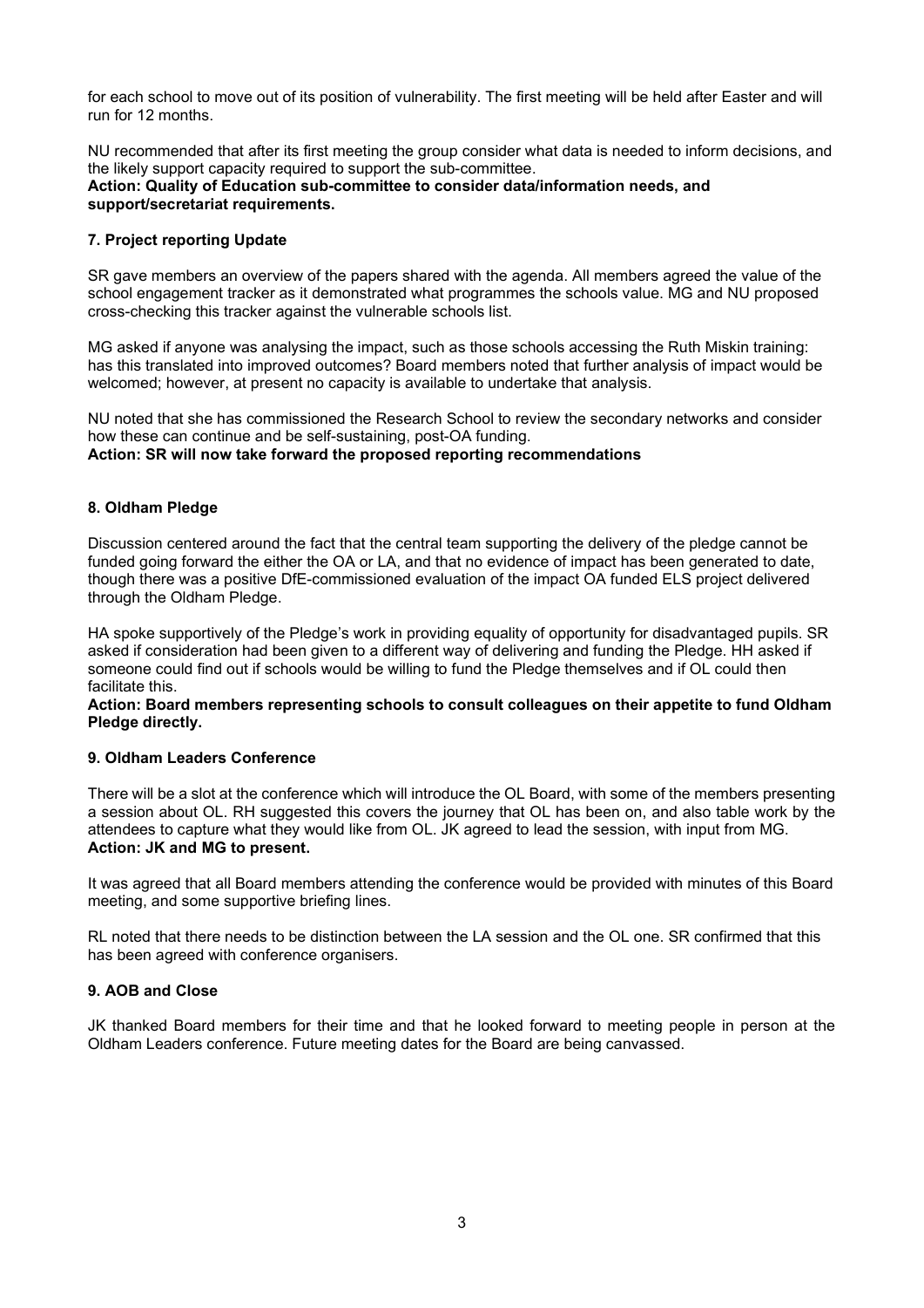for each school to move out of its position of vulnerability. The first meeting will be held after Easter and will run for 12 months.

NU recommended that after its first meeting the group consider what data is needed to inform decisions, and the likely support capacity required to support the sub-committee.
**Action: Quality of Education sub-committee to consider data/information needs, and support/secretariat requirements.**

### 7. Project reporting Update

SR gave members an overview of the papers shared with the agenda. All members agreed the value of the school engagement tracker as it demonstrated what programmes the schools value. MG and NU proposed cross-checking this tracker against the vulnerable schools list.

MG asked if anyone was analysing the impact, such as those schools accessing the Ruth Miskin training: has this translated into improved outcomes? Board members noted that further analysis of impact would be welcomed; however, at present no capacity is available to undertake that analysis.

NU noted that she has commissioned the Research School to review the secondary networks and consider how these can continue and be self-sustaining, post-OA funding.
**Action: SR will now take forward the proposed reporting recommendations**

### 8. Oldham Pledge

Discussion centered around the fact that the central team supporting the delivery of the pledge cannot be funded going forward the either the OA or LA, and that no evidence of impact has been generated to date, though there was a positive DfE-commissioned evaluation of the impact OA funded ELS project delivered through the Oldham Pledge.

HA spoke supportively of the Pledge's work in providing equality of opportunity for disadvantaged pupils. SR asked if consideration had been given to a different way of delivering and funding the Pledge. HH asked if someone could find out if schools would be willing to fund the Pledge themselves and if OL could then facilitate this.
**Action: Board members representing schools to consult colleagues on their appetite to fund Oldham Pledge directly.**

### 9. Oldham Leaders Conference

There will be a slot at the conference which will introduce the OL Board, with some of the members presenting a session about OL. RH suggested this covers the journey that OL has been on, and also table work by the attendees to capture what they would like from OL. JK agreed to lead the session, with input from MG.
**Action: JK and MG to present.**

It was agreed that all Board members attending the conference would be provided with minutes of this Board meeting, and some supportive briefing lines.

RL noted that there needs to be distinction between the LA session and the OL one. SR confirmed that this has been agreed with conference organisers.

### 9. AOB and Close

JK thanked Board members for their time and that he looked forward to meeting people in person at the Oldham Leaders conference. Future meeting dates for the Board are being canvassed.